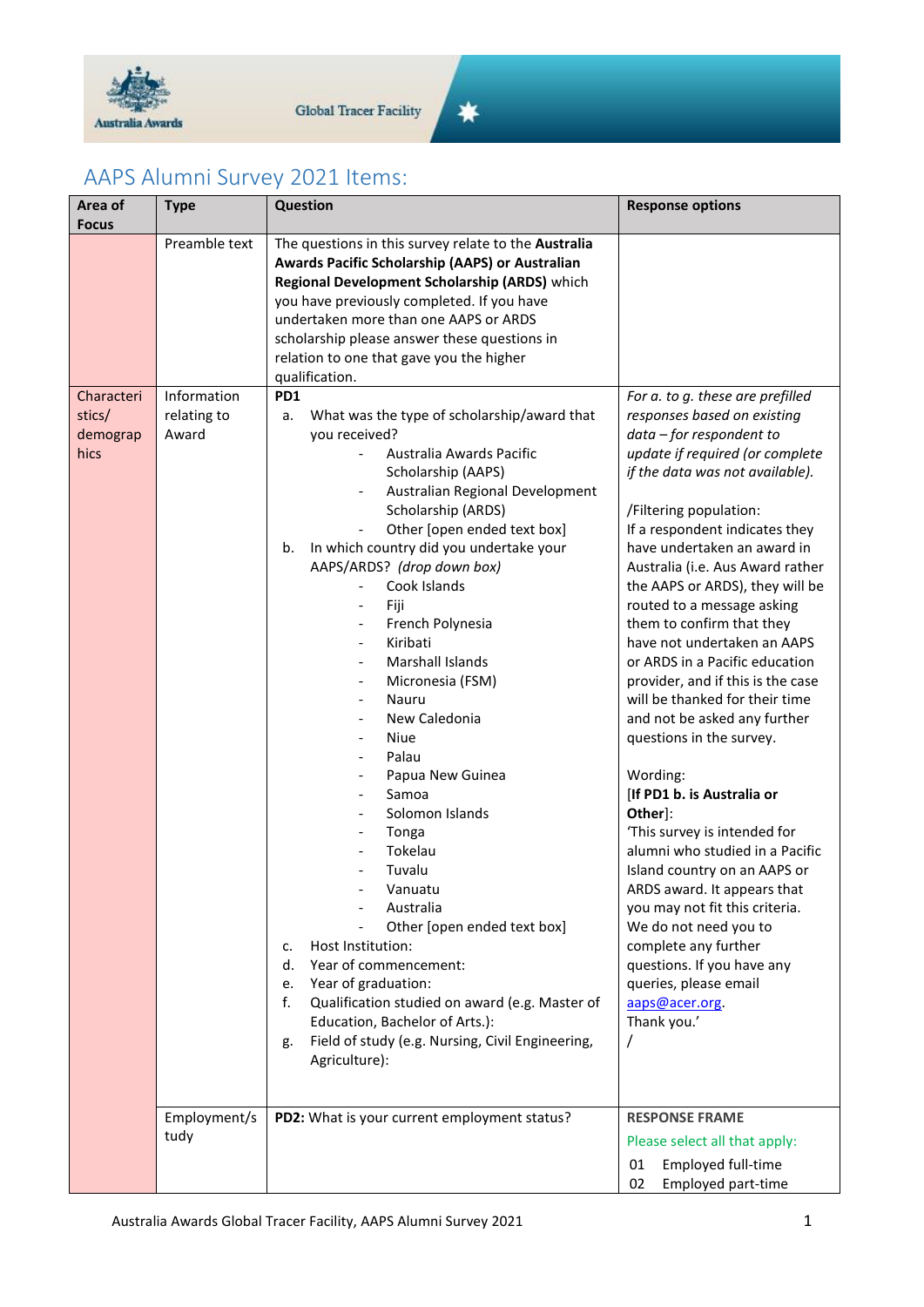# AAPS Alumni Survey 2021 Items:

| Area of Focus | Type | Question | Response options |
|---|---|---|---|
| | Preamble text | The questions in this survey relate to the **Australia Awards Pacific Scholarship (AAPS) or Australian Regional Development Scholarship (ARDS)** which you have previously completed. If you have undertaken more than one AAPS or ARDS scholarship please answer these questions in relation to one that gave you the higher qualification. | |
| Characteristics/ demographics | Information relating to Award | **PD1**<br>a. What was the type of scholarship/award that you received?<br>- Australia Awards Pacific Scholarship (AAPS)<br>- Australian Regional Development Scholarship (ARDS)<br>- Other [open ended text box]<br>b. In which country did you undertake your AAPS/ARDS? *(drop down box)*<br>- Cook Islands<br>- Fiji<br>- French Polynesia<br>- Kiribati<br>- Marshall Islands<br>- Micronesia (FSM)<br>- Nauru<br>- New Caledonia<br>- Niue<br>- Palau<br>- Papua New Guinea<br>- Samoa<br>- Solomon Islands<br>- Tonga<br>- Tokelau<br>- Tuvalu<br>- Vanuatu<br>- Australia<br>- Other [open ended text box]<br>c. Host Institution:<br>d. Year of commencement:<br>e. Year of graduation:<br>f. Qualification studied on award (e.g. Master of Education, Bachelor of Arts.):<br>g. Field of study (e.g. Nursing, Civil Engineering, Agriculture): | *For a. to g. these are prefilled responses based on existing data – for respondent to update if required (or complete if the data was not available).*<br><br>/Filtering population:<br>If a respondent indicates they have undertaken an award in Australia (i.e. Aus Award rather the AAPS or ARDS), they will be routed to a message asking them to confirm that they have not undertaken an AAPS or ARDS in a Pacific education provider, and if this is the case will be thanked for their time and not be asked any further questions in the survey.<br><br>Wording:<br>[**If PD1 b. is Australia or Other**]:<br>'This survey is intended for alumni who studied in a Pacific Island country on an AAPS or ARDS award. It appears that you may not fit this criteria. We do not need you to complete any further questions. If you have any queries, please email aaps@acer.org.<br>Thank you.'<br>/ |
| | Employment/study | **PD2:** What is your current employment status? | **RESPONSE FRAME**<br>Please select all that apply:<br>01 Employed full-time<br>02 Employed part-time |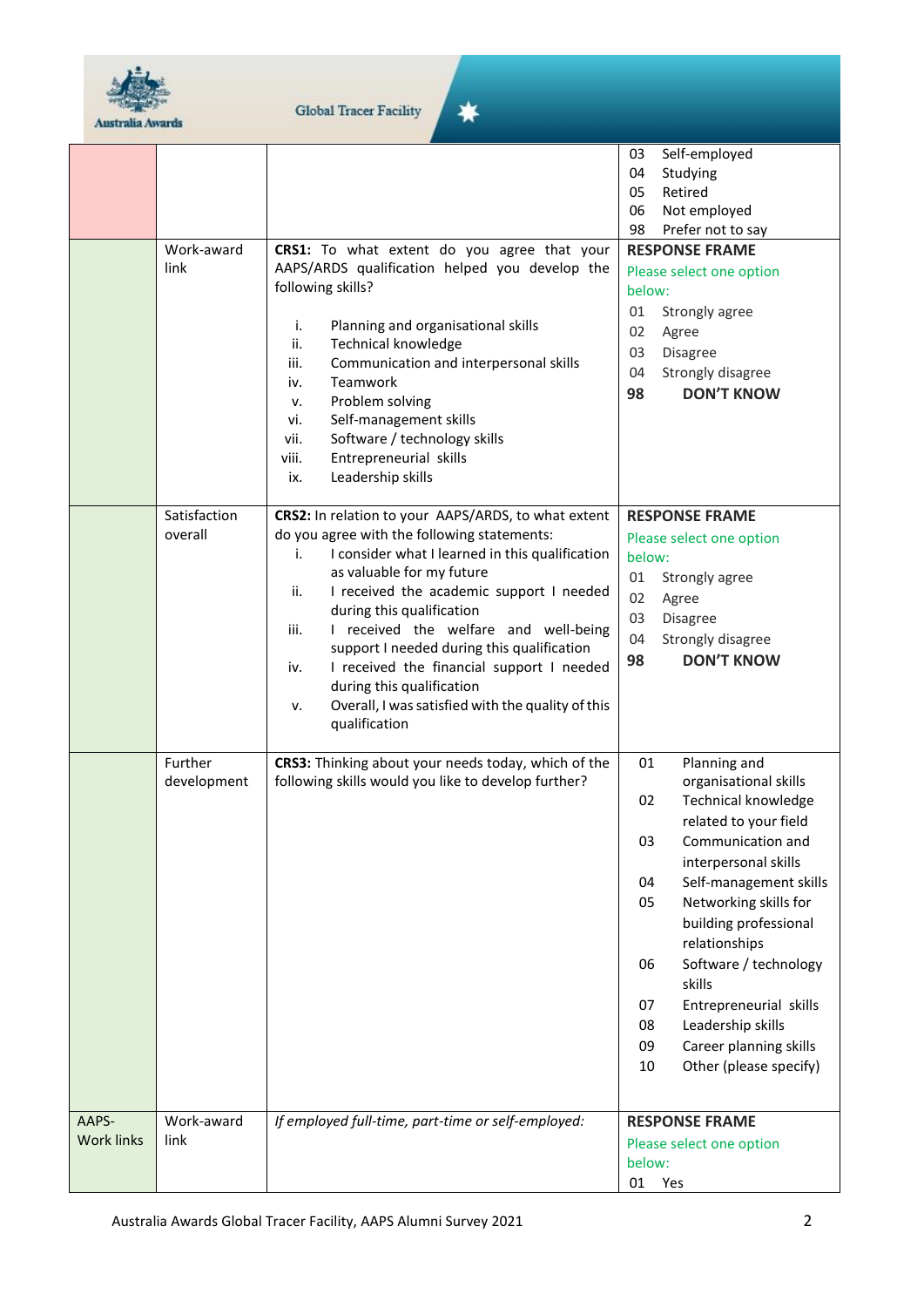| | | | |
|---|---|---|---|
| | | | 03 Self-employed<br>04 Studying<br>05 Retired<br>06 Not employed<br>98 Prefer not to say |
| | Work-award link | **CRS1:** To what extent do you agree that your AAPS/ARDS qualification helped you develop the following skills?<br><br>i. Planning and organisational skills<br>ii. Technical knowledge<br>iii. Communication and interpersonal skills<br>iv. Teamwork<br>v. Problem solving<br>vi. Self-management skills<br>vii. Software / technology skills<br>viii. Entrepreneurial skills<br>ix. Leadership skills | **RESPONSE FRAME**<br>Please select one option below:<br>01 Strongly agree<br>02 Agree<br>03 Disagree<br>04 Strongly disagree<br>**98 DON'T KNOW** |
| | Satisfaction overall | **CRS2:** In relation to your AAPS/ARDS, to what extent do you agree with the following statements:<br>i. I consider what I learned in this qualification as valuable for my future<br>ii. I received the academic support I needed during this qualification<br>iii. I received the welfare and well-being support I needed during this qualification<br>iv. I received the financial support I needed during this qualification<br>v. Overall, I was satisfied with the quality of this qualification | **RESPONSE FRAME**<br>Please select one option below:<br>01 Strongly agree<br>02 Agree<br>03 Disagree<br>04 Strongly disagree<br>**98 DON'T KNOW** |
| | Further development | **CRS3:** Thinking about your needs today, which of the following skills would you like to develop further? | 01 Planning and organisational skills<br>02 Technical knowledge related to your field<br>03 Communication and interpersonal skills<br>04 Self-management skills<br>05 Networking skills for building professional relationships<br>06 Software / technology skills<br>07 Entrepreneurial skills<br>08 Leadership skills<br>09 Career planning skills<br>10 Other (please specify) |
| AAPS-Work links | Work-award link | *If employed full-time, part-time or self-employed:* | **RESPONSE FRAME**<br>Please select one option below:<br>01 Yes |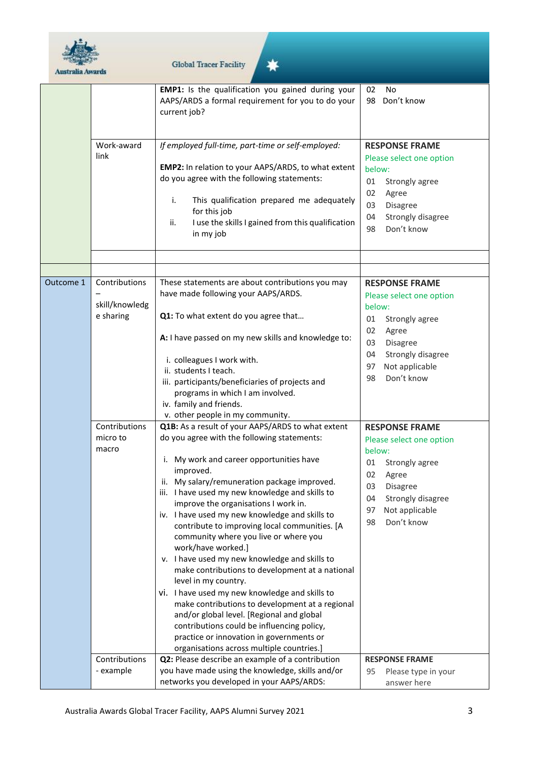| | | | |
|---|---|---|---|
| | | **EMP1:** Is the qualification you gained during your AAPS/ARDS a formal requirement for you to do your current job? | 02 No<br>98 Don't know |
| | Work-award link | *If employed full-time, part-time or self-employed:*<br><br>**EMP2:** In relation to your AAPS/ARDS, to what extent do you agree with the following statements:<br><br>i. This qualification prepared me adequately for this job<br>ii. I use the skills I gained from this qualification in my job | **RESPONSE FRAME**<br>Please select one option below:<br>01 Strongly agree<br>02 Agree<br>03 Disagree<br>04 Strongly disagree<br>98 Don't know |
| | | | |
| | | | |
| Outcome 1 | Contributions – skill/knowledge sharing | These statements are about contributions you may have made following your AAPS/ARDS.<br><br>**Q1:** To what extent do you agree that…<br><br>**A:** I have passed on my new skills and knowledge to:<br><br>i. colleagues I work with.<br>ii. students I teach.<br>iii. participants/beneficiaries of projects and programs in which I am involved.<br>iv. family and friends.<br>v. other people in my community. | **RESPONSE FRAME**<br>Please select one option below:<br>01 Strongly agree<br>02 Agree<br>03 Disagree<br>04 Strongly disagree<br>97 Not applicable<br>98 Don't know |
| | Contributions micro to macro | **Q1B:** As a result of your AAPS/ARDS to what extent do you agree with the following statements:<br><br>i. My work and career opportunities have improved.<br>ii. My salary/remuneration package improved.<br>iii. I have used my new knowledge and skills to improve the organisations I work in.<br>iv. I have used my new knowledge and skills to contribute to improving local communities. [A community where you live or where you work/have worked.]<br>v. I have used my new knowledge and skills to make contributions to development at a national level in my country.<br>vi. I have used my new knowledge and skills to make contributions to development at a regional and/or global level. [Regional and global contributions could be influencing policy, practice or innovation in governments or organisations across multiple countries.] | **RESPONSE FRAME**<br>Please select one option below:<br>01 Strongly agree<br>02 Agree<br>03 Disagree<br>04 Strongly disagree<br>97 Not applicable<br>98 Don't know |
| | Contributions - example | **Q2:** Please describe an example of a contribution you have made using the knowledge, skills and/or networks you developed in your AAPS/ARDS: | **RESPONSE FRAME**<br>95 Please type in your answer here |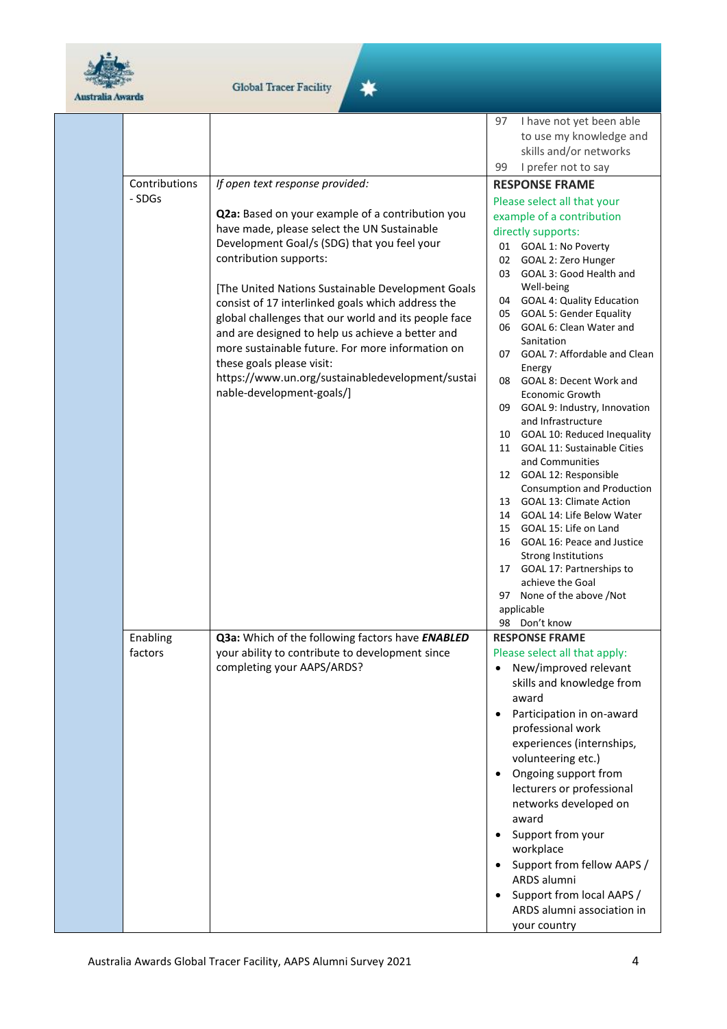| | | | |
|---|---|---|---|
| | | | 97 I have not yet been able to use my knowledge and skills and/or networks<br>99 I prefer not to say |
| | Contributions - SDGs | *If open text response provided:*<br><br>**Q2a:** Based on your example of a contribution you have made, please select the UN Sustainable Development Goal/s (SDG) that you feel your contribution supports:<br><br>[The United Nations Sustainable Development Goals consist of 17 interlinked goals which address the global challenges that our world and its people face and are designed to help us achieve a better and more sustainable future. For more information on these goals please visit: https://www.un.org/sustainabledevelopment/sustainable-development-goals/] | **RESPONSE FRAME**<br>Please select all that your example of a contribution directly supports:<br>01 GOAL 1: No Poverty<br>02 GOAL 2: Zero Hunger<br>03 GOAL 3: Good Health and Well-being<br>04 GOAL 4: Quality Education<br>05 GOAL 5: Gender Equality<br>06 GOAL 6: Clean Water and Sanitation<br>07 GOAL 7: Affordable and Clean Energy<br>08 GOAL 8: Decent Work and Economic Growth<br>09 GOAL 9: Industry, Innovation and Infrastructure<br>10 GOAL 10: Reduced Inequality<br>11 GOAL 11: Sustainable Cities and Communities<br>12 GOAL 12: Responsible Consumption and Production<br>13 GOAL 13: Climate Action<br>14 GOAL 14: Life Below Water<br>15 GOAL 15: Life on Land<br>16 GOAL 16: Peace and Justice Strong Institutions<br>17 GOAL 17: Partnerships to achieve the Goal<br>97 None of the above /Not applicable<br>98 Don't know |
| | Enabling factors | **Q3a:** Which of the following factors have ***ENABLED*** your ability to contribute to development since completing your AAPS/ARDS? | **RESPONSE FRAME**<br>Please select all that apply:<br>• New/improved relevant skills and knowledge from award<br>• Participation in on-award professional work experiences (internships, volunteering etc.)<br>• Ongoing support from lecturers or professional networks developed on award<br>• Support from your workplace<br>• Support from fellow AAPS / ARDS alumni<br>• Support from local AAPS / ARDS alumni association in your country |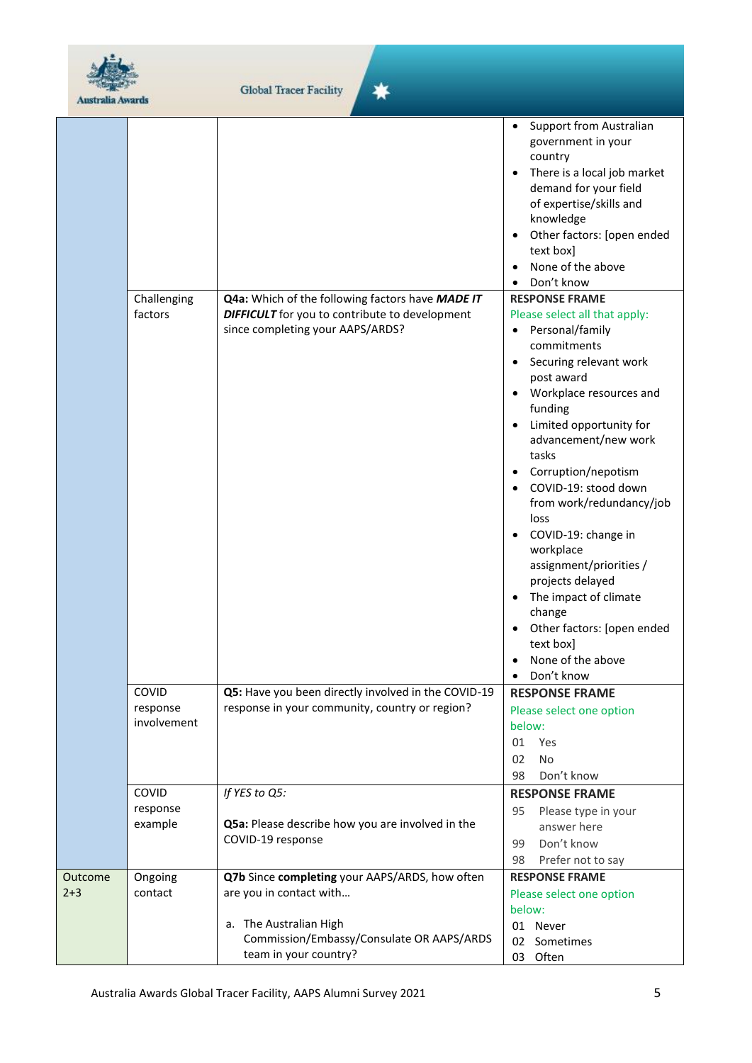| | | | |
|---|---|---|---|
| | | | • Support from Australian government in your country<br>• There is a local job market demand for your field of expertise/skills and knowledge<br>• Other factors: [open ended text box]<br>• None of the above<br>• Don't know |
| | Challenging factors | **Q4a:** Which of the following factors have ***MADE IT DIFFICULT*** for you to contribute to development since completing your AAPS/ARDS? | **RESPONSE FRAME**<br>Please select all that apply:<br>• Personal/family commitments<br>• Securing relevant work post award<br>• Workplace resources and funding<br>• Limited opportunity for advancement/new work tasks<br>• Corruption/nepotism<br>• COVID-19: stood down from work/redundancy/job loss<br>• COVID-19: change in workplace assignment/priorities / projects delayed<br>• The impact of climate change<br>• Other factors: [open ended text box]<br>• None of the above<br>• Don't know |
| | COVID response involvement | **Q5:** Have you been directly involved in the COVID-19 response in your community, country or region? | **RESPONSE FRAME**<br>Please select one option below:<br>01 Yes<br>02 No<br>98 Don't know |
| | COVID response example | *If YES to Q5:*<br><br>**Q5a:** Please describe how you are involved in the COVID-19 response | **RESPONSE FRAME**<br>95 Please type in your answer here<br>99 Don't know<br>98 Prefer not to say |
| Outcome 2+3 | Ongoing contact | **Q7b** Since **completing** your AAPS/ARDS, how often are you in contact with…<br><br>a. The Australian High Commission/Embassy/Consulate OR AAPS/ARDS team in your country? | **RESPONSE FRAME**<br>Please select one option below:<br>01 Never<br>02 Sometimes<br>03 Often |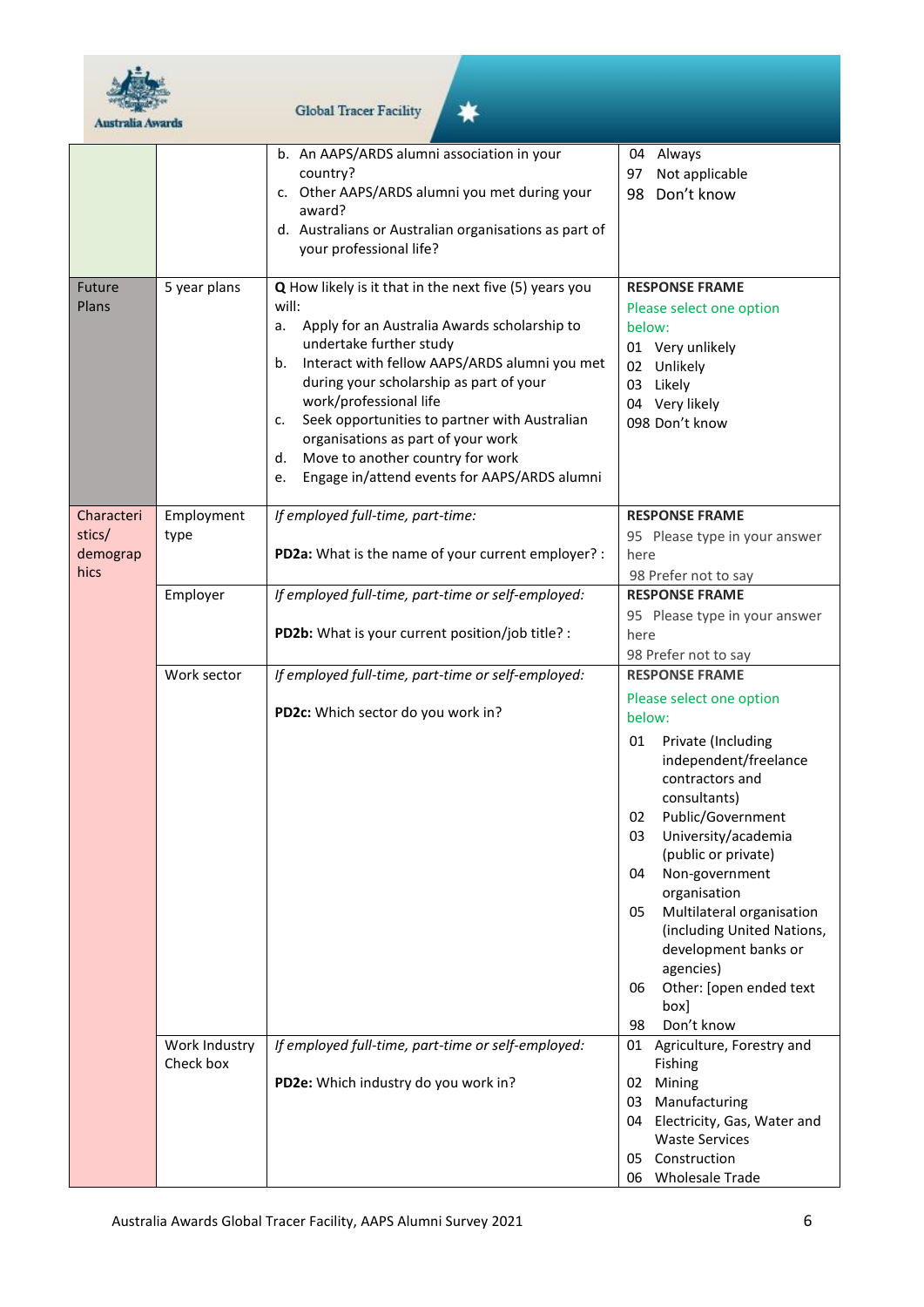| | | | |
|---|---|---|---|
| | | b. An AAPS/ARDS alumni association in your country?<br>c. Other AAPS/ARDS alumni you met during your award?<br>d. Australians or Australian organisations as part of your professional life? | 04 Always<br>97 Not applicable<br>98 Don't know |
| Future Plans | 5 year plans | **Q** How likely is it that in the next five (5) years you will:<br>a. Apply for an Australia Awards scholarship to undertake further study<br>b. Interact with fellow AAPS/ARDS alumni you met during your scholarship as part of your work/professional life<br>c. Seek opportunities to partner with Australian organisations as part of your work<br>d. Move to another country for work<br>e. Engage in/attend events for AAPS/ARDS alumni | **RESPONSE FRAME**<br>Please select one option below:<br>01 Very unlikely<br>02 Unlikely<br>03 Likely<br>04 Very likely<br>098 Don't know |
| Characteristics/ demographics | Employment type | *If employed full-time, part-time:*<br><br>**PD2a:** What is the name of your current employer? : | **RESPONSE FRAME**<br>95 Please type in your answer here<br>98 Prefer not to say |
| | Employer | *If employed full-time, part-time or self-employed:*<br><br>**PD2b:** What is your current position/job title? : | **RESPONSE FRAME**<br>95 Please type in your answer here<br>98 Prefer not to say |
| | Work sector | *If employed full-time, part-time or self-employed:*<br><br>**PD2c:** Which sector do you work in? | **RESPONSE FRAME**<br>Please select one option below:<br>01 Private (Including independent/freelance contractors and consultants)<br>02 Public/Government<br>03 University/academia (public or private)<br>04 Non-government organisation<br>05 Multilateral organisation (including United Nations, development banks or agencies)<br>06 Other: [open ended text box]<br>98 Don't know |
| | Work Industry Check box | *If employed full-time, part-time or self-employed:*<br><br>**PD2e:** Which industry do you work in? | 01 Agriculture, Forestry and Fishing<br>02 Mining<br>03 Manufacturing<br>04 Electricity, Gas, Water and Waste Services<br>05 Construction<br>06 Wholesale Trade |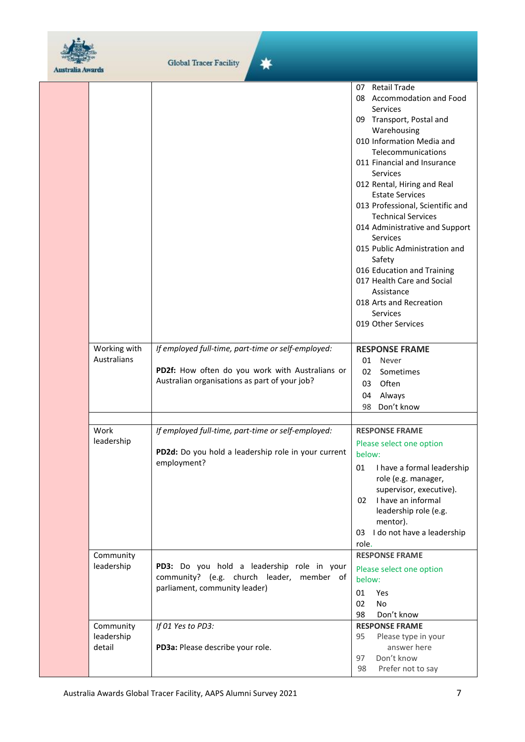| | | | |
|---|---|---|---|
| | | | 07 Retail Trade<br>08 Accommodation and Food Services<br>09 Transport, Postal and Warehousing<br>010 Information Media and Telecommunications<br>011 Financial and Insurance Services<br>012 Rental, Hiring and Real Estate Services<br>013 Professional, Scientific and Technical Services<br>014 Administrative and Support Services<br>015 Public Administration and Safety<br>016 Education and Training<br>017 Health Care and Social Assistance<br>018 Arts and Recreation Services<br>019 Other Services |
| | Working with Australians | *If employed full-time, part-time or self-employed:*<br><br>**PD2f:** How often do you work with Australians or Australian organisations as part of your job? | **RESPONSE FRAME**<br>01 Never<br>02 Sometimes<br>03 Often<br>04 Always<br>98 Don't know |
| | | | |
| | Work leadership | *If employed full-time, part-time or self-employed:*<br><br>**PD2d:** Do you hold a leadership role in your current employment? | **RESPONSE FRAME**<br>Please select one option below:<br>01 I have a formal leadership role (e.g. manager, supervisor, executive).<br>02 I have an informal leadership role (e.g. mentor).<br>03 I do not have a leadership role. |
| | Community leadership | **PD3:** Do you hold a leadership role in your community? (e.g. church leader, member of parliament, community leader) | **RESPONSE FRAME**<br>Please select one option below:<br>01 Yes<br>02 No<br>98 Don't know |
| | Community leadership detail | *If 01 Yes to PD3:*<br><br>**PD3a:** Please describe your role. | **RESPONSE FRAME**<br>95 Please type in your answer here<br>97 Don't know<br>98 Prefer not to say |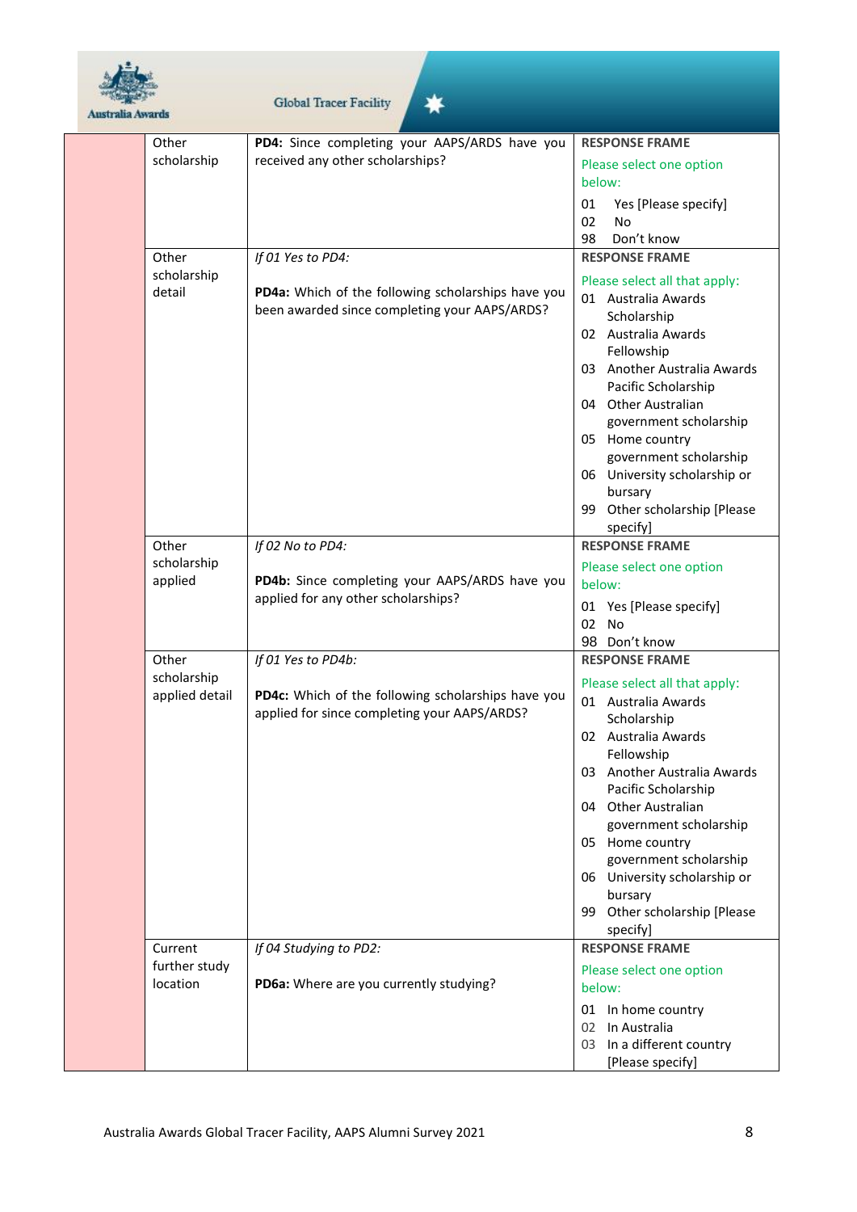| | | | |
|---|---|---|---|
| | Other scholarship | **PD4:** Since completing your AAPS/ARDS have you received any other scholarships? | **RESPONSE FRAME**<br>Please select one option below:<br>01 Yes [Please specify]<br>02 No<br>98 Don't know |
| | Other scholarship detail | *If 01 Yes to PD4:*<br><br>**PD4a:** Which of the following scholarships have you been awarded since completing your AAPS/ARDS? | **RESPONSE FRAME**<br>Please select all that apply:<br>01 Australia Awards Scholarship<br>02 Australia Awards Fellowship<br>03 Another Australia Awards Pacific Scholarship<br>04 Other Australian government scholarship<br>05 Home country government scholarship<br>06 University scholarship or bursary<br>99 Other scholarship [Please specify] |
| | Other scholarship applied | *If 02 No to PD4:*<br><br>**PD4b:** Since completing your AAPS/ARDS have you applied for any other scholarships? | **RESPONSE FRAME**<br>Please select one option below:<br>01 Yes [Please specify]<br>02 No<br>98 Don't know |
| | Other scholarship applied detail | *If 01 Yes to PD4b:*<br><br>**PD4c:** Which of the following scholarships have you applied for since completing your AAPS/ARDS? | **RESPONSE FRAME**<br>Please select all that apply:<br>01 Australia Awards Scholarship<br>02 Australia Awards Fellowship<br>03 Another Australia Awards Pacific Scholarship<br>04 Other Australian government scholarship<br>05 Home country government scholarship<br>06 University scholarship or bursary<br>99 Other scholarship [Please specify] |
| | Current further study location | *If 04 Studying to PD2:*<br><br>**PD6a:** Where are you currently studying? | **RESPONSE FRAME**<br>Please select one option below:<br>01 In home country<br>02 In Australia<br>03 In a different country [Please specify] |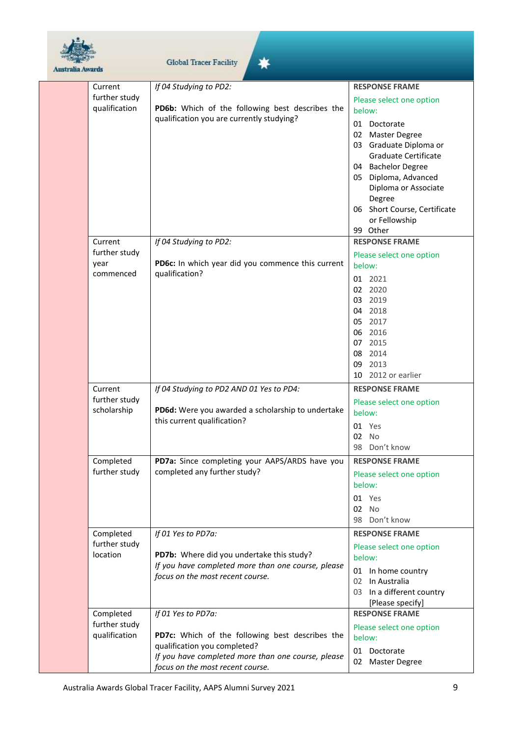| | Current further study qualification | *If 04 Studying to PD2:*<br><br>**PD6b:** Which of the following best describes the qualification you are currently studying? | **RESPONSE FRAME**<br>Please select one option below:<br>01 Doctorate<br>02 Master Degree<br>03 Graduate Diploma or Graduate Certificate<br>04 Bachelor Degree<br>05 Diploma, Advanced Diploma or Associate Degree<br>06 Short Course, Certificate or Fellowship<br>99 Other |
|---|---|---|---|
| | Current further study year commenced | *If 04 Studying to PD2:*<br><br>**PD6c:** In which year did you commence this current qualification? | **RESPONSE FRAME**<br>Please select one option below:<br>01 2021<br>02 2020<br>03 2019<br>04 2018<br>05 2017<br>06 2016<br>07 2015<br>08 2014<br>09 2013<br>10 2012 or earlier |
| | Current further study scholarship | *If 04 Studying to PD2 AND 01 Yes to PD4:*<br><br>**PD6d:** Were you awarded a scholarship to undertake this current qualification? | **RESPONSE FRAME**<br>Please select one option below:<br>01 Yes<br>02 No<br>98 Don't know |
| | Completed further study | **PD7a:** Since completing your AAPS/ARDS have you completed any further study? | **RESPONSE FRAME**<br>Please select one option below:<br>01 Yes<br>02 No<br>98 Don't know |
| | Completed further study location | *If 01 Yes to PD7a:*<br><br>**PD7b:** Where did you undertake this study?<br>*If you have completed more than one course, please focus on the most recent course.* | **RESPONSE FRAME**<br>Please select one option below:<br>01 In home country<br>02 In Australia<br>03 In a different country [Please specify] |
| | Completed further study qualification | *If 01 Yes to PD7a:*<br><br>**PD7c:** Which of the following best describes the qualification you completed?<br>*If you have completed more than one course, please focus on the most recent course.* | **RESPONSE FRAME**<br>Please select one option below:<br>01 Doctorate<br>02 Master Degree |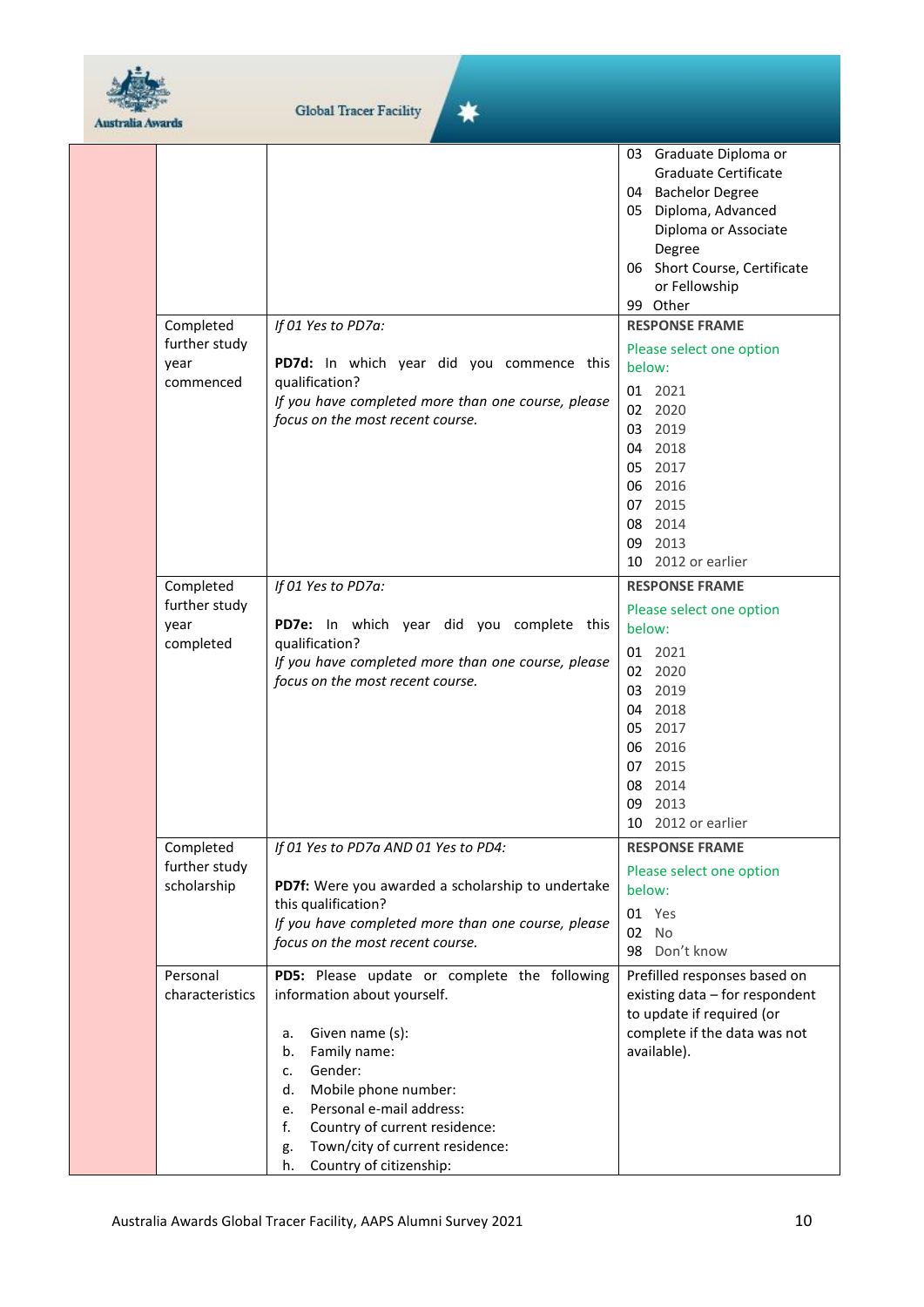| | | | |
|---|---|---|---|
| | | | 03 Graduate Diploma or Graduate Certificate<br>04 Bachelor Degree<br>05 Diploma, Advanced Diploma or Associate Degree<br>06 Short Course, Certificate or Fellowship<br>99 Other |
| | Completed further study year commenced | *If 01 Yes to PD7a:*<br><br>**PD7d:** In which year did you commence this qualification?<br>*If you have completed more than one course, please focus on the most recent course.* | **RESPONSE FRAME**<br>Please select one option below:<br>01 2021<br>02 2020<br>03 2019<br>04 2018<br>05 2017<br>06 2016<br>07 2015<br>08 2014<br>09 2013<br>10 2012 or earlier |
| | Completed further study year completed | *If 01 Yes to PD7a:*<br><br>**PD7e:** In which year did you complete this qualification?<br>*If you have completed more than one course, please focus on the most recent course.* | **RESPONSE FRAME**<br>Please select one option below:<br>01 2021<br>02 2020<br>03 2019<br>04 2018<br>05 2017<br>06 2016<br>07 2015<br>08 2014<br>09 2013<br>10 2012 or earlier |
| | Completed further study scholarship | *If 01 Yes to PD7a AND 01 Yes to PD4:*<br><br>**PD7f:** Were you awarded a scholarship to undertake this qualification?<br>*If you have completed more than one course, please focus on the most recent course.* | **RESPONSE FRAME**<br>Please select one option below:<br>01 Yes<br>02 No<br>98 Don't know |
| | Personal characteristics | **PD5:** Please update or complete the following information about yourself.<br><br>a. Given name (s):<br>b. Family name:<br>c. Gender:<br>d. Mobile phone number:<br>e. Personal e-mail address:<br>f. Country of current residence:<br>g. Town/city of current residence:<br>h. Country of citizenship: | Prefilled responses based on existing data – for respondent to update if required (or complete if the data was not available). |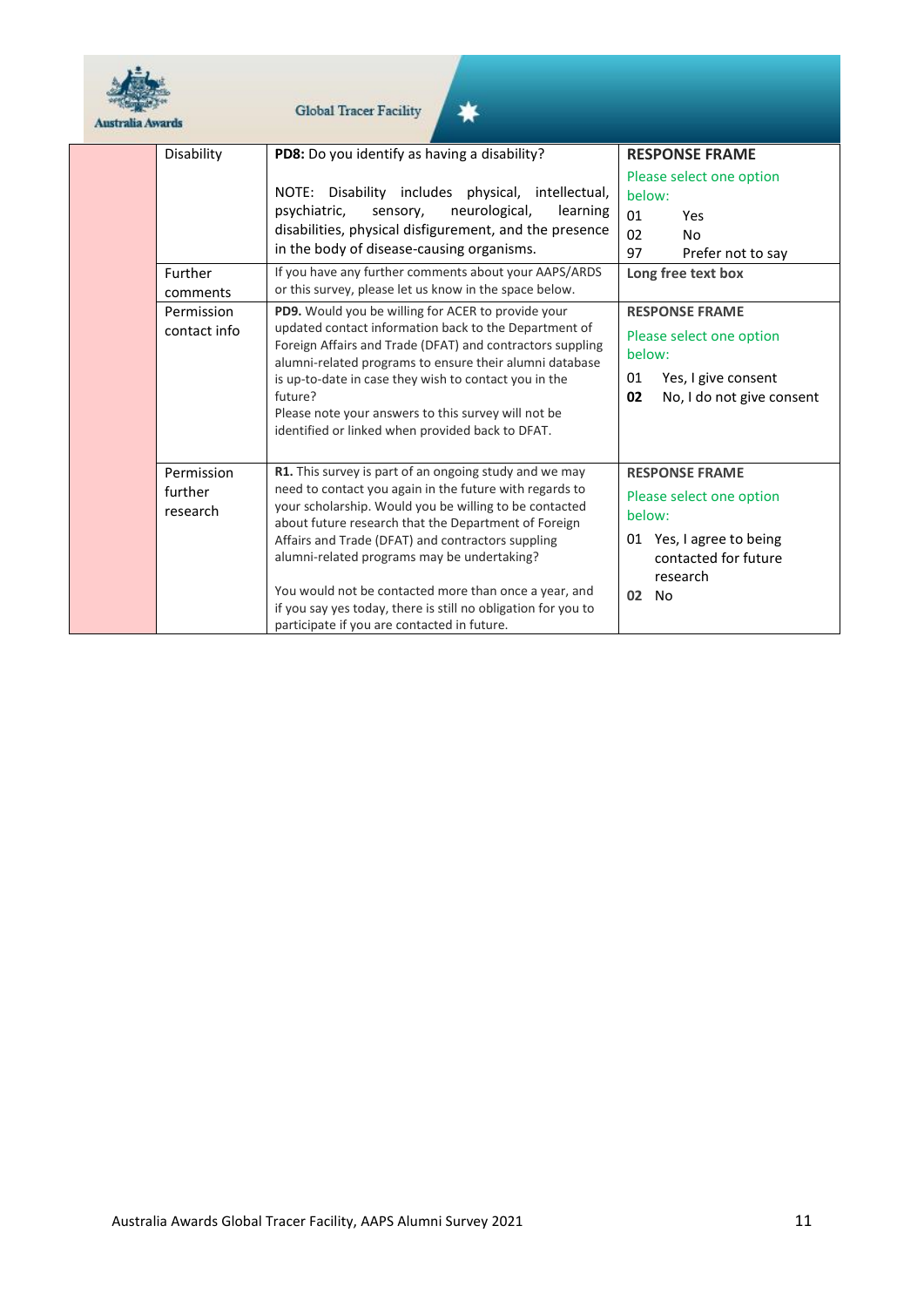| | | | |
|---|---|---|---|
| | Disability | **PD8:** Do you identify as having a disability?<br><br>NOTE: Disability includes physical, intellectual, psychiatric, sensory, neurological, learning disabilities, physical disfigurement, and the presence in the body of disease-causing organisms. | **RESPONSE FRAME**<br>Please select one option below:<br>01 Yes<br>02 No<br>97 Prefer not to say |
| | Further comments | If you have any further comments about your AAPS/ARDS or this survey, please let us know in the space below. | **Long free text box** |
| | Permission contact info | **PD9.** Would you be willing for ACER to provide your updated contact information back to the Department of Foreign Affairs and Trade (DFAT) and contractors suppling alumni-related programs to ensure their alumni database is up-to-date in case they wish to contact you in the future?<br>Please note your answers to this survey will not be identified or linked when provided back to DFAT. | **RESPONSE FRAME**<br>Please select one option below:<br>01 Yes, I give consent<br>**02** No, I do not give consent |
| | Permission further research | **R1.** This survey is part of an ongoing study and we may need to contact you again in the future with regards to your scholarship. Would you be willing to be contacted about future research that the Department of Foreign Affairs and Trade (DFAT) and contractors suppling alumni-related programs may be undertaking?<br><br>You would not be contacted more than once a year, and if you say yes today, there is still no obligation for you to participate if you are contacted in future. | **RESPONSE FRAME**<br>Please select one option below:<br>01 Yes, I agree to being contacted for future research<br>**02** No |